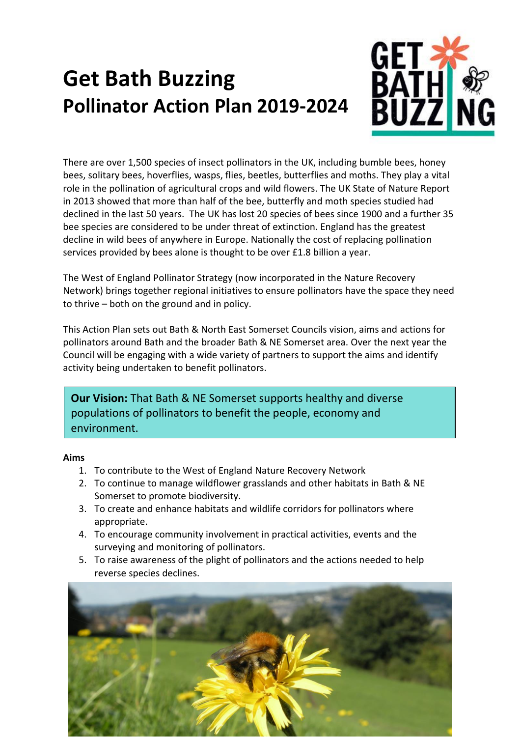# Get Bath Buzzing
## Pollinator Action Plan 2019-2024

There are over 1,500 species of insect pollinators in the UK, including bumble bees, honey bees, solitary bees, hoverflies, wasps, flies, beetles, butterflies and moths. They play a vital role in the pollination of agricultural crops and wild flowers. The UK State of Nature Report in 2013 showed that more than half of the bee, butterfly and moth species studied had declined in the last 50 years. The UK has lost 20 species of bees since 1900 and a further 35 bee species are considered to be under threat of extinction. England has the greatest decline in wild bees of anywhere in Europe. Nationally the cost of replacing pollination services provided by bees alone is thought to be over £1.8 billion a year.

The West of England Pollinator Strategy (now incorporated in the Nature Recovery Network) brings together regional initiatives to ensure pollinators have the space they need to thrive – both on the ground and in policy.

This Action Plan sets out Bath & North East Somerset Councils vision, aims and actions for pollinators around Bath and the broader Bath & NE Somerset area. Over the next year the Council will be engaging with a wide variety of partners to support the aims and identify activity being undertaken to benefit pollinators.

**Our Vision:** That Bath & NE Somerset supports healthy and diverse populations of pollinators to benefit the people, economy and environment.

**Aims**

1. To contribute to the West of England Nature Recovery Network
2. To continue to manage wildflower grasslands and other habitats in Bath & NE Somerset to promote biodiversity.
3. To create and enhance habitats and wildlife corridors for pollinators where appropriate.
4. To encourage community involvement in practical activities, events and the surveying and monitoring of pollinators.
5. To raise awareness of the plight of pollinators and the actions needed to help reverse species declines.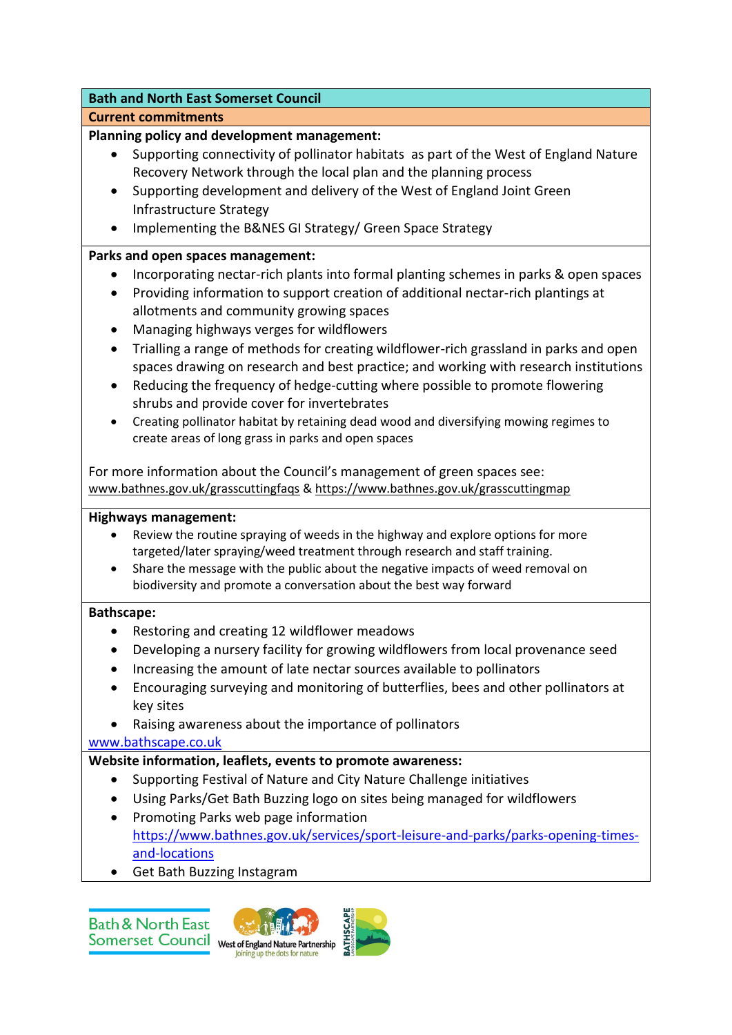## Bath and North East Somerset Council

### Current commitments

**Planning policy and development management:**

- Supporting connectivity of pollinator habitats as part of the West of England Nature Recovery Network through the local plan and the planning process
- Supporting development and delivery of the West of England Joint Green Infrastructure Strategy
- Implementing the B&NES GI Strategy/ Green Space Strategy

**Parks and open spaces management:**

- Incorporating nectar-rich plants into formal planting schemes in parks & open spaces
- Providing information to support creation of additional nectar-rich plantings at allotments and community growing spaces
- Managing highways verges for wildflowers
- Trialling a range of methods for creating wildflower-rich grassland in parks and open spaces drawing on research and best practice; and working with research institutions
- Reducing the frequency of hedge-cutting where possible to promote flowering shrubs and provide cover for invertebrates
- Creating pollinator habitat by retaining dead wood and diversifying mowing regimes to create areas of long grass in parks and open spaces

For more information about the Council's management of green spaces see: www.bathnes.gov.uk/grasscuttingfaqs & https://www.bathnes.gov.uk/grasscuttingmap

**Highways management:**

- Review the routine spraying of weeds in the highway and explore options for more targeted/later spraying/weed treatment through research and staff training.
- Share the message with the public about the negative impacts of weed removal on biodiversity and promote a conversation about the best way forward

**Bathscape:**

- Restoring and creating 12 wildflower meadows
- Developing a nursery facility for growing wildflowers from local provenance seed
- Increasing the amount of late nectar sources available to pollinators
- Encouraging surveying and monitoring of butterflies, bees and other pollinators at key sites
- Raising awareness about the importance of pollinators

www.bathscape.co.uk

**Website information, leaflets, events to promote awareness:**

- Supporting Festival of Nature and City Nature Challenge initiatives
- Using Parks/Get Bath Buzzing logo on sites being managed for wildflowers
- Promoting Parks web page information https://www.bathnes.gov.uk/services/sport-leisure-and-parks/parks-opening-times-and-locations
- Get Bath Buzzing Instagram

Bath & North East Somerset Council

West of England Nature Partnership – Joining up the dots for nature

BATHSCAPE – Landscape Partnership